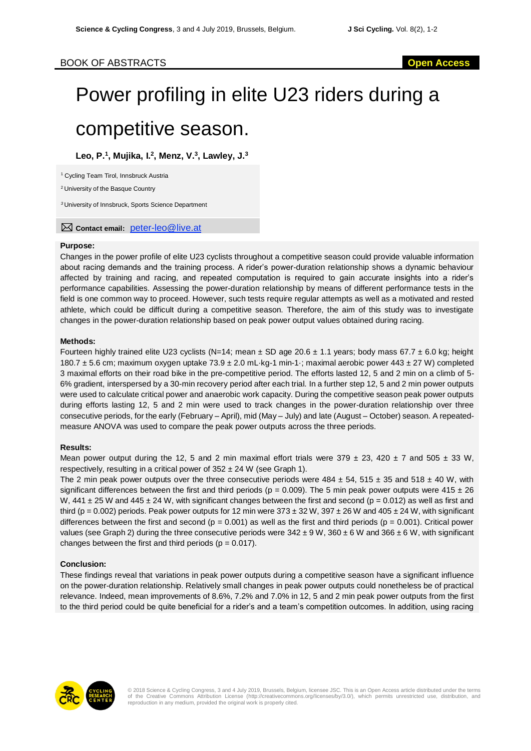BOOK OF ABSTRACTS

Open Access

# Power profiling in elite U23 riders during a competitive season.

**Leo, P.[1], Mujika, I.[2], Menz, V.[3], Lawley, J.[3]**

[1] Cycling Team Tirol, Innsbruck Austria

[2] University of the Basque Country

[3] University of Innsbruck, Sports Science Department

**Contact email:** peter-leo@live.at

**Purpose:**

Changes in the power profile of elite U23 cyclists throughout a competitive season could provide valuable information about racing demands and the training process. A rider's power-duration relationship shows a dynamic behaviour affected by training and racing, and repeated computation is required to gain accurate insights into a rider's performance capabilities. Assessing the power-duration relationship by means of different performance tests in the field is one common way to proceed. However, such tests require regular attempts as well as a motivated and rested athlete, which could be difficult during a competitive season. Therefore, the aim of this study was to investigate changes in the power-duration relationship based on peak power output values obtained during racing.

**Methods:**

Fourteen highly trained elite U23 cyclists (N=14; mean ± SD age 20.6 ± 1.1 years; body mass 67.7 ± 6.0 kg; height 180.7 ± 5.6 cm; maximum oxygen uptake 73.9 ± 2.0 mL·kg-1 min-1·; maximal aerobic power 443 ± 27 W) completed 3 maximal efforts on their road bike in the pre-competitive period. The efforts lasted 12, 5 and 2 min on a climb of 5-6% gradient, interspersed by a 30-min recovery period after each trial. In a further step 12, 5 and 2 min power outputs were used to calculate critical power and anaerobic work capacity. During the competitive season peak power outputs during efforts lasting 12, 5 and 2 min were used to track changes in the power-duration relationship over three consecutive periods, for the early (February – April), mid (May – July) and late (August – October) season. A repeated-measure ANOVA was used to compare the peak power outputs across the three periods.

**Results:**

Mean power output during the 12, 5 and 2 min maximal effort trials were 379 ± 23, 420 ± 7 and 505 ± 33 W, respectively, resulting in a critical power of 352 ± 24 W (see Graph 1).

The 2 min peak power outputs over the three consecutive periods were 484 ± 54, 515 ± 35 and 518 ± 40 W, with significant differences between the first and third periods ($p = 0.009$). The 5 min peak power outputs were 415 ± 26 W, 441 ± 25 W and 445 ± 24 W, with significant changes between the first and second ($p = 0.012$) as well as first and third ($p = 0.002$) periods. Peak power outputs for 12 min were 373 ± 32 W, 397 ± 26 W and 405 ± 24 W, with significant differences between the first and second ($p = 0.001$) as well as the first and third periods ($p = 0.001$). Critical power values (see Graph 2) during the three consecutive periods were 342 ± 9 W, 360 ± 6 W and 366 ± 6 W, with significant changes between the first and third periods ($p = 0.017$).

**Conclusion:**

These findings reveal that variations in peak power outputs during a competitive season have a significant influence on the power-duration relationship. Relatively small changes in peak power outputs could nonetheless be of practical relevance. Indeed, mean improvements of 8.6%, 7.2% and 7.0% in 12, 5 and 2 min peak power outputs from the first to the third period could be quite beneficial for a rider's and a team's competition outcomes. In addition, using racing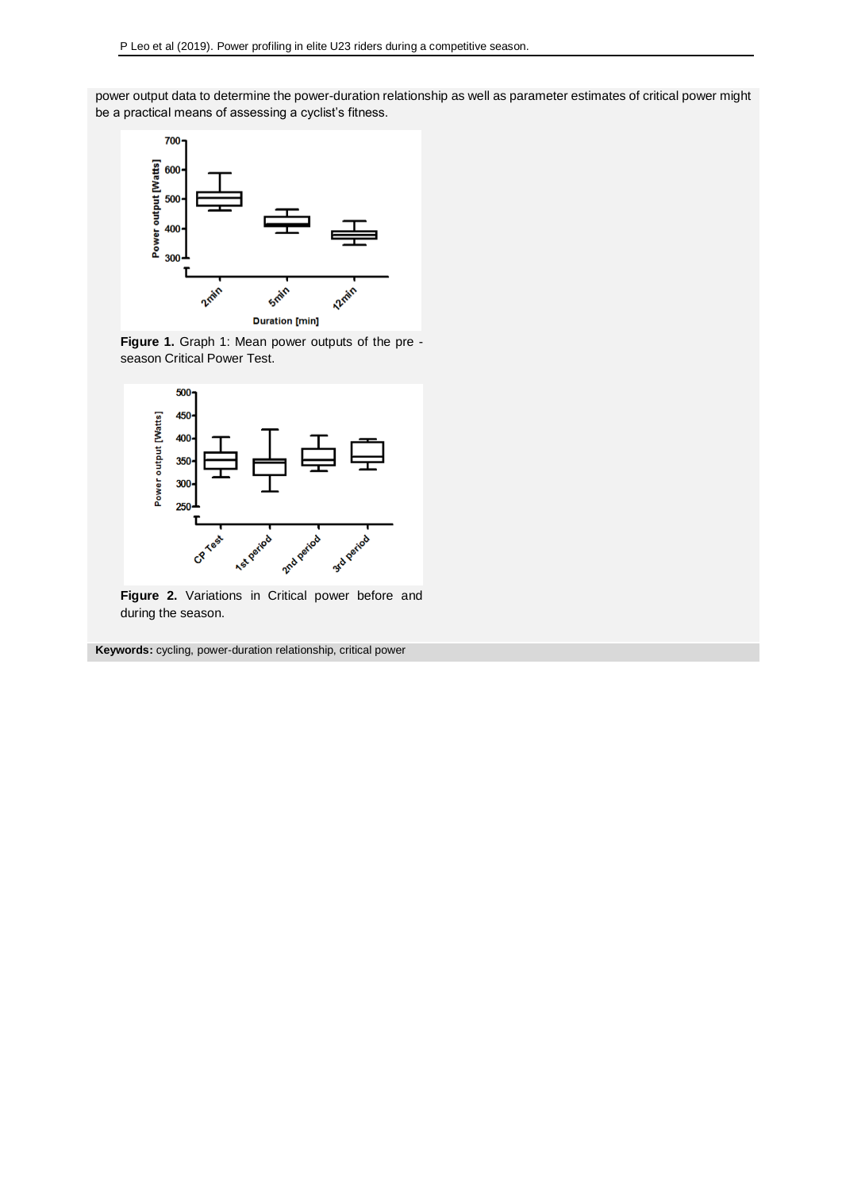power output data to determine the power-duration relationship as well as parameter estimates of critical power might be a practical means of assessing a cyclist's fitness.

700
600
500
400
300
Power output [Watts]
2min
5min
12min
Duration [min]

**Figure 1.** Graph 1: Mean power outputs of the pre - season Critical Power Test.

500
450
400
350
300
250
Power output [Watts]
CP Test
1st period
2nd period
3rd period

**Figure 2.** Variations in Critical power before and during the season.

**Keywords:** cycling, power-duration relationship, critical power